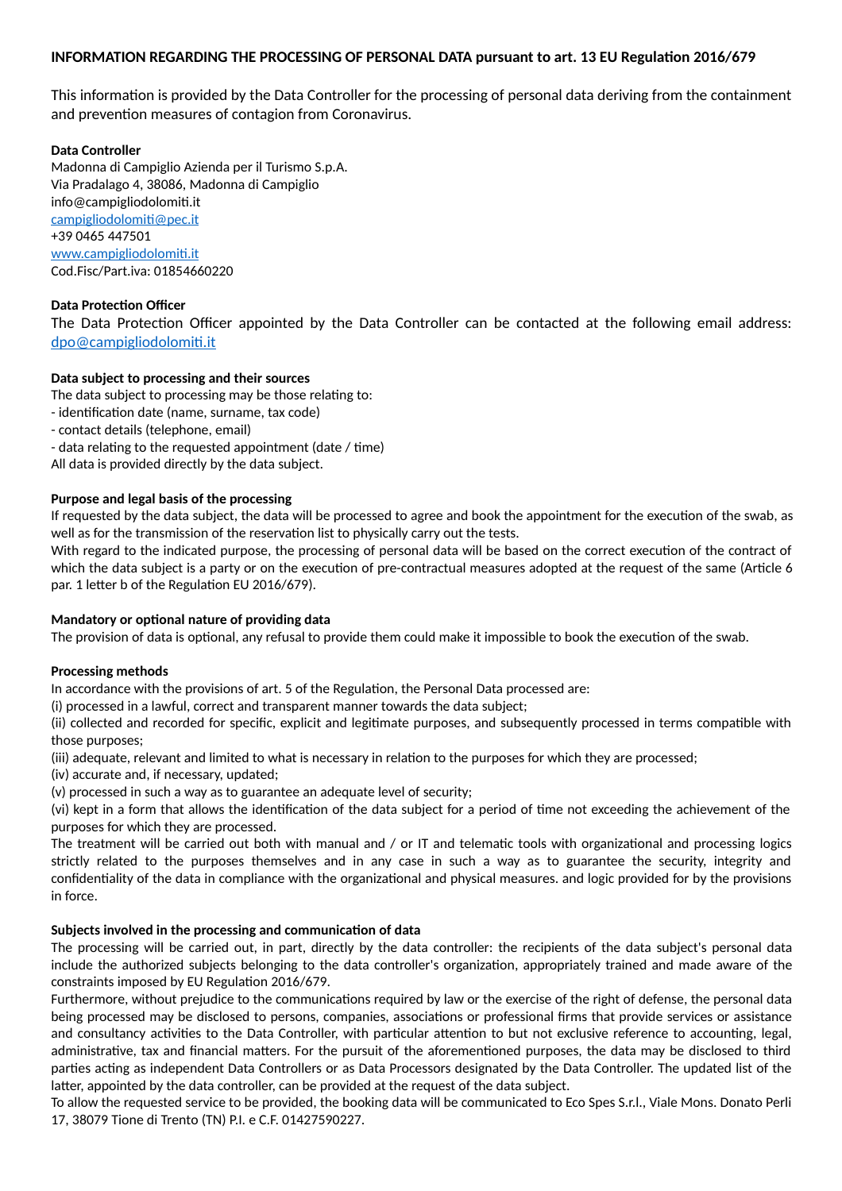**INFORMATION REGARDING THE PROCESSING OF PERSONAL DATA pursuant to art. 13 EU Regulation 2016/679**

This information is provided by the Data Controller for the processing of personal data deriving from the containment and prevention measures of contagion from Coronavirus.

**Data Controller**
Madonna di Campiglio Azienda per il Turismo S.p.A.
Via Pradalago 4, 38086, Madonna di Campiglio
info@campigliodolomiti.it
campigliodolomiti@pec.it
+39 0465 447501
www.campigliodolomiti.it
Cod.Fisc/Part.iva: 01854660220

**Data Protection Officer**
The Data Protection Officer appointed by the Data Controller can be contacted at the following email address: dpo@campigliodolomiti.it

**Data subject to processing and their sources**
The data subject to processing may be those relating to:
- identification date (name, surname, tax code)
- contact details (telephone, email)
- data relating to the requested appointment (date / time)

All data is provided directly by the data subject.

**Purpose and legal basis of the processing**
If requested by the data subject, the data will be processed to agree and book the appointment for the execution of the swab, as well as for the transmission of the reservation list to physically carry out the tests.
With regard to the indicated purpose, the processing of personal data will be based on the correct execution of the contract of which the data subject is a party or on the execution of pre-contractual measures adopted at the request of the same (Article 6 par. 1 letter b of the Regulation EU 2016/679).

**Mandatory or optional nature of providing data**
The provision of data is optional, any refusal to provide them could make it impossible to book the execution of the swab.

**Processing methods**
In accordance with the provisions of art. 5 of the Regulation, the Personal Data processed are:
(i) processed in a lawful, correct and transparent manner towards the data subject;
(ii) collected and recorded for specific, explicit and legitimate purposes, and subsequently processed in terms compatible with those purposes;
(iii) adequate, relevant and limited to what is necessary in relation to the purposes for which they are processed;
(iv) accurate and, if necessary, updated;
(v) processed in such a way as to guarantee an adequate level of security;
(vi) kept in a form that allows the identification of the data subject for a period of time not exceeding the achievement of the purposes for which they are processed.
The treatment will be carried out both with manual and / or IT and telematic tools with organizational and processing logics strictly related to the purposes themselves and in any case in such a way as to guarantee the security, integrity and confidentiality of the data in compliance with the organizational and physical measures. and logic provided for by the provisions in force.

**Subjects involved in the processing and communication of data**
The processing will be carried out, in part, directly by the data controller: the recipients of the data subject's personal data include the authorized subjects belonging to the data controller's organization, appropriately trained and made aware of the constraints imposed by EU Regulation 2016/679.
Furthermore, without prejudice to the communications required by law or the exercise of the right of defense, the personal data being processed may be disclosed to persons, companies, associations or professional firms that provide services or assistance and consultancy activities to the Data Controller, with particular attention to but not exclusive reference to accounting, legal, administrative, tax and financial matters. For the pursuit of the aforementioned purposes, the data may be disclosed to third parties acting as independent Data Controllers or as Data Processors designated by the Data Controller. The updated list of the latter, appointed by the data controller, can be provided at the request of the data subject.
To allow the requested service to be provided, the booking data will be communicated to Eco Spes S.r.l., Viale Mons. Donato Perli 17, 38079 Tione di Trento (TN) P.I. e C.F. 01427590227.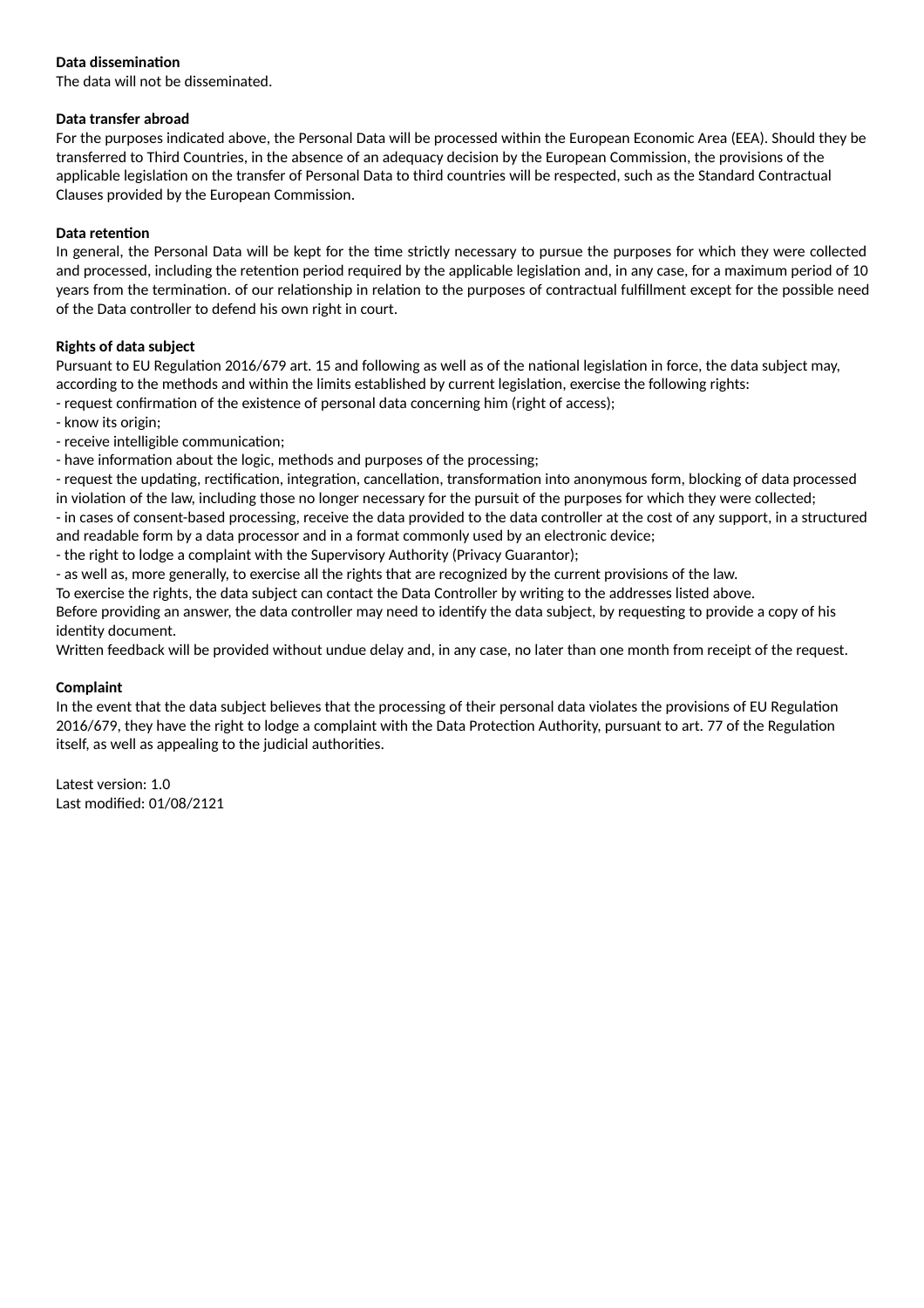**Data dissemination**
The data will not be disseminated.

**Data transfer abroad**
For the purposes indicated above, the Personal Data will be processed within the European Economic Area (EEA). Should they be transferred to Third Countries, in the absence of an adequacy decision by the European Commission, the provisions of the applicable legislation on the transfer of Personal Data to third countries will be respected, such as the Standard Contractual Clauses provided by the European Commission.

**Data retention**
In general, the Personal Data will be kept for the time strictly necessary to pursue the purposes for which they were collected and processed, including the retention period required by the applicable legislation and, in any case, for a maximum period of 10 years from the termination. of our relationship in relation to the purposes of contractual fulfillment except for the possible need of the Data controller to defend his own right in court.

**Rights of data subject**
Pursuant to EU Regulation 2016/679 art. 15 and following as well as of the national legislation in force, the data subject may, according to the methods and within the limits established by current legislation, exercise the following rights:
- request confirmation of the existence of personal data concerning him (right of access);
- know its origin;
- receive intelligible communication;
- have information about the logic, methods and purposes of the processing;
- request the updating, rectification, integration, cancellation, transformation into anonymous form, blocking of data processed in violation of the law, including those no longer necessary for the pursuit of the purposes for which they were collected;
- in cases of consent-based processing, receive the data provided to the data controller at the cost of any support, in a structured and readable form by a data processor and in a format commonly used by an electronic device;
- the right to lodge a complaint with the Supervisory Authority (Privacy Guarantor);
- as well as, more generally, to exercise all the rights that are recognized by the current provisions of the law.

To exercise the rights, the data subject can contact the Data Controller by writing to the addresses listed above.
Before providing an answer, the data controller may need to identify the data subject, by requesting to provide a copy of his identity document.
Written feedback will be provided without undue delay and, in any case, no later than one month from receipt of the request.

**Complaint**
In the event that the data subject believes that the processing of their personal data violates the provisions of EU Regulation 2016/679, they have the right to lodge a complaint with the Data Protection Authority, pursuant to art. 77 of the Regulation itself, as well as appealing to the judicial authorities.

Latest version: 1.0
Last modified: 01/08/2121